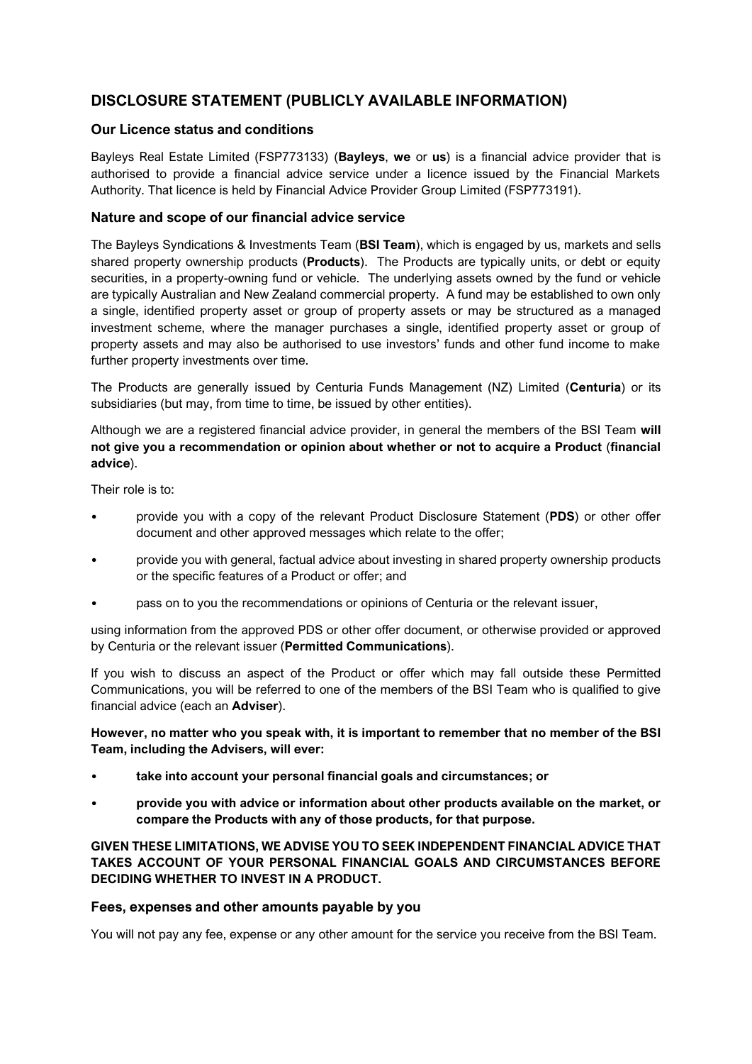# DISCLOSURE STATEMENT (PUBLICLY AVAILABLE INFORMATION)

## Our Licence status and conditions

Bayleys Real Estate Limited (FSP773133) (**Bayleys**, **we** or **us**) is a financial advice provider that is authorised to provide a financial advice service under a licence issued by the Financial Markets Authority. That licence is held by Financial Advice Provider Group Limited (FSP773191).

## Nature and scope of our financial advice service

The Bayleys Syndications & Investments Team (**BSI Team**), which is engaged by us, markets and sells shared property ownership products (**Products**). The Products are typically units, or debt or equity securities, in a property-owning fund or vehicle. The underlying assets owned by the fund or vehicle are typically Australian and New Zealand commercial property. A fund may be established to own only a single, identified property asset or group of property assets or may be structured as a managed investment scheme, where the manager purchases a single, identified property asset or group of property assets and may also be authorised to use investors' funds and other fund income to make further property investments over time.

The Products are generally issued by Centuria Funds Management (NZ) Limited (**Centuria**) or its subsidiaries (but may, from time to time, be issued by other entities).

Although we are a registered financial advice provider, in general the members of the BSI Team **will not give you a recommendation or opinion about whether or not to acquire a Product** (**financial advice**).

Their role is to:

- provide you with a copy of the relevant Product Disclosure Statement (**PDS**) or other offer document and other approved messages which relate to the offer;
- provide you with general, factual advice about investing in shared property ownership products or the specific features of a Product or offer; and
- pass on to you the recommendations or opinions of Centuria or the relevant issuer,

using information from the approved PDS or other offer document, or otherwise provided or approved by Centuria or the relevant issuer (**Permitted Communications**).

If you wish to discuss an aspect of the Product or offer which may fall outside these Permitted Communications, you will be referred to one of the members of the BSI Team who is qualified to give financial advice (each an **Adviser**).

**However, no matter who you speak with, it is important to remember that no member of the BSI Team, including the Advisers, will ever:**

- **take into account your personal financial goals and circumstances; or**
- **provide you with advice or information about other products available on the market, or compare the Products with any of those products, for that purpose.**

**GIVEN THESE LIMITATIONS, WE ADVISE YOU TO SEEK INDEPENDENT FINANCIAL ADVICE THAT TAKES ACCOUNT OF YOUR PERSONAL FINANCIAL GOALS AND CIRCUMSTANCES BEFORE DECIDING WHETHER TO INVEST IN A PRODUCT.**

## Fees, expenses and other amounts payable by you

You will not pay any fee, expense or any other amount for the service you receive from the BSI Team.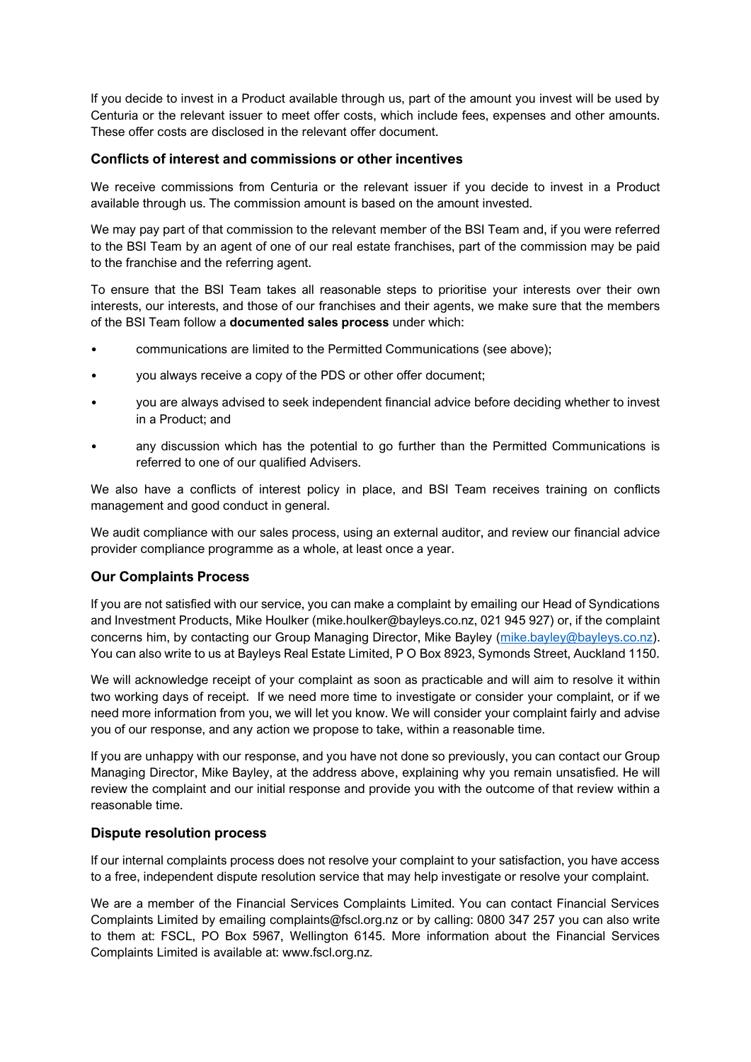If you decide to invest in a Product available through us, part of the amount you invest will be used by Centuria or the relevant issuer to meet offer costs, which include fees, expenses and other amounts. These offer costs are disclosed in the relevant offer document.

### Conflicts of interest and commissions or other incentives

We receive commissions from Centuria or the relevant issuer if you decide to invest in a Product available through us. The commission amount is based on the amount invested.

We may pay part of that commission to the relevant member of the BSI Team and, if you were referred to the BSI Team by an agent of one of our real estate franchises, part of the commission may be paid to the franchise and the referring agent.

To ensure that the BSI Team takes all reasonable steps to prioritise your interests over their own interests, our interests, and those of our franchises and their agents, we make sure that the members of the BSI Team follow a **documented sales process** under which:

- communications are limited to the Permitted Communications (see above);
- you always receive a copy of the PDS or other offer document;
- you are always advised to seek independent financial advice before deciding whether to invest in a Product; and
- any discussion which has the potential to go further than the Permitted Communications is referred to one of our qualified Advisers.

We also have a conflicts of interest policy in place, and BSI Team receives training on conflicts management and good conduct in general.

We audit compliance with our sales process, using an external auditor, and review our financial advice provider compliance programme as a whole, at least once a year.

### Our Complaints Process

If you are not satisfied with our service, you can make a complaint by emailing our Head of Syndications and Investment Products, Mike Houlker (mike.houlker@bayleys.co.nz, 021 945 927) or, if the complaint concerns him, by contacting our Group Managing Director, Mike Bayley (mike.bayley@bayleys.co.nz). You can also write to us at Bayleys Real Estate Limited, P O Box 8923, Symonds Street, Auckland 1150.

We will acknowledge receipt of your complaint as soon as practicable and will aim to resolve it within two working days of receipt. If we need more time to investigate or consider your complaint, or if we need more information from you, we will let you know. We will consider your complaint fairly and advise you of our response, and any action we propose to take, within a reasonable time.

If you are unhappy with our response, and you have not done so previously, you can contact our Group Managing Director, Mike Bayley, at the address above, explaining why you remain unsatisfied. He will review the complaint and our initial response and provide you with the outcome of that review within a reasonable time.

### Dispute resolution process

If our internal complaints process does not resolve your complaint to your satisfaction, you have access to a free, independent dispute resolution service that may help investigate or resolve your complaint.

We are a member of the Financial Services Complaints Limited. You can contact Financial Services Complaints Limited by emailing complaints@fscl.org.nz or by calling: 0800 347 257 you can also write to them at: FSCL, PO Box 5967, Wellington 6145. More information about the Financial Services Complaints Limited is available at: www.fscl.org.nz.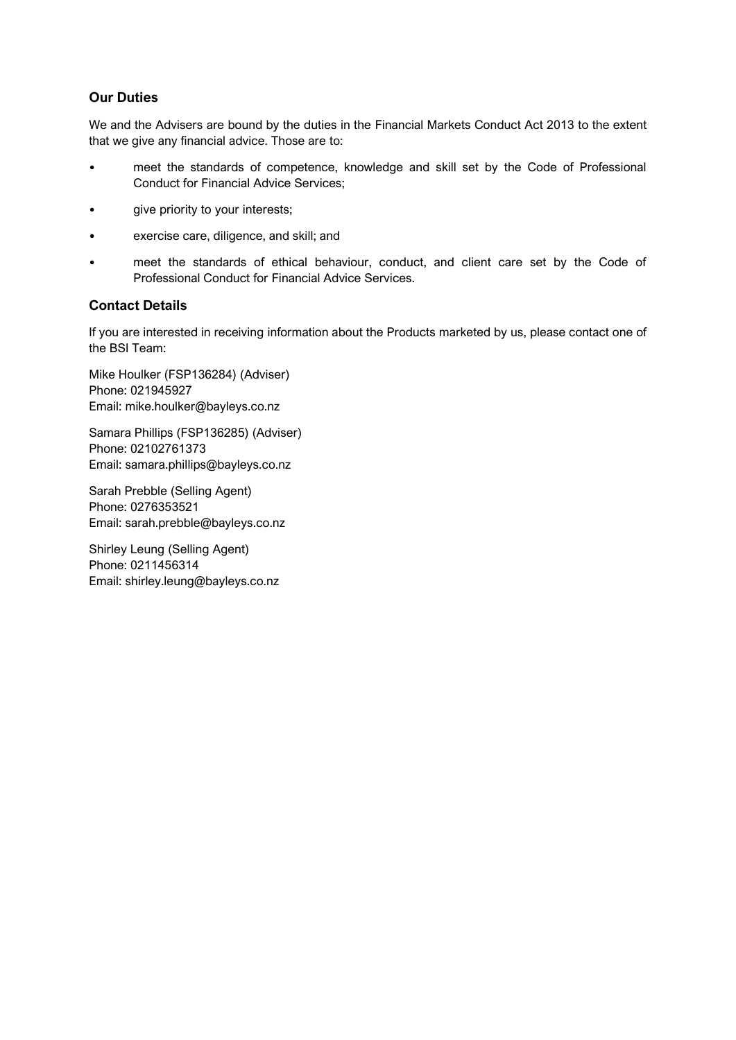### Our Duties

We and the Advisers are bound by the duties in the Financial Markets Conduct Act 2013 to the extent that we give any financial advice. Those are to:

- meet the standards of competence, knowledge and skill set by the Code of Professional Conduct for Financial Advice Services;
- give priority to your interests;
- exercise care, diligence, and skill; and
- meet the standards of ethical behaviour, conduct, and client care set by the Code of Professional Conduct for Financial Advice Services.

### Contact Details

If you are interested in receiving information about the Products marketed by us, please contact one of the BSI Team:

Mike Houlker (FSP136284) (Adviser)
Phone: 021945927
Email: mike.houlker@bayleys.co.nz

Samara Phillips (FSP136285) (Adviser)
Phone: 02102761373
Email: samara.phillips@bayleys.co.nz

Sarah Prebble (Selling Agent)
Phone: 0276353521
Email: sarah.prebble@bayleys.co.nz

Shirley Leung (Selling Agent)
Phone: 0211456314
Email: shirley.leung@bayleys.co.nz